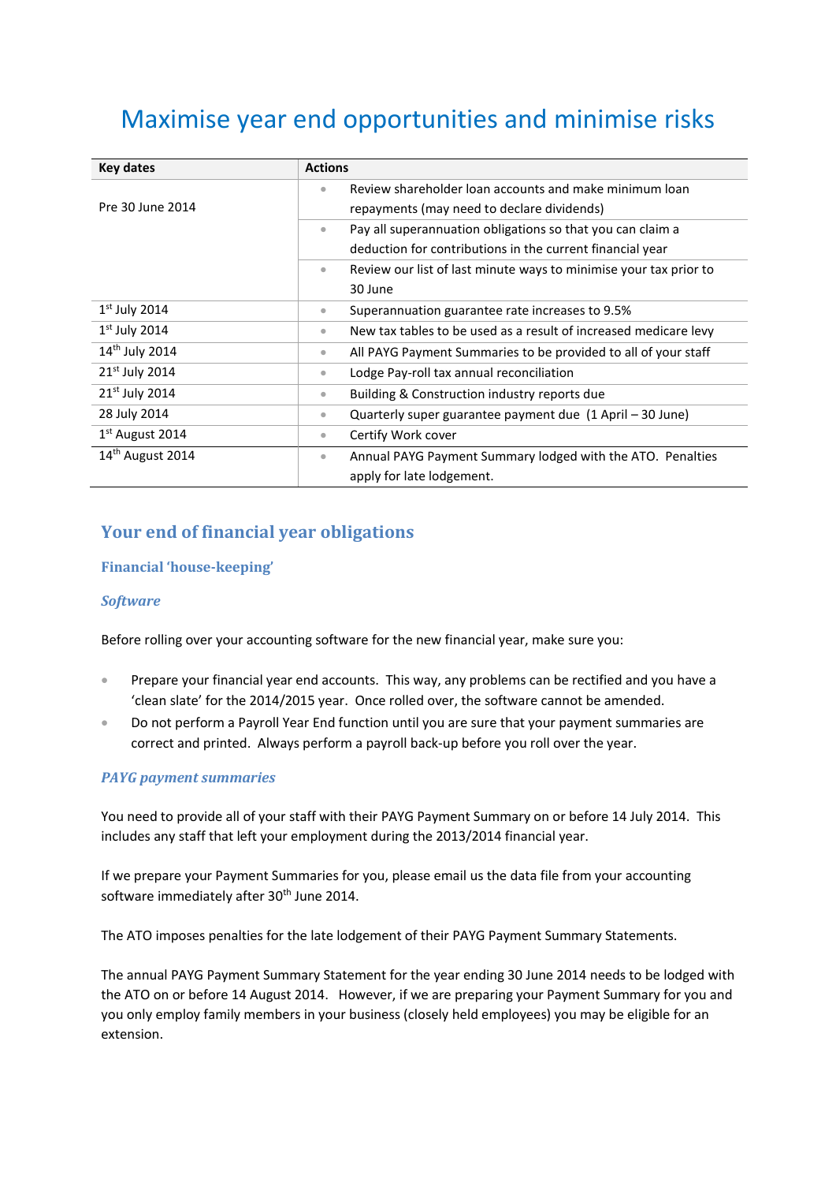# Maximise year end opportunities and minimise risks

| Key dates | Actions |
|---|---|
| Pre 30 June 2014 | • Review shareholder loan accounts and make minimum loan repayments (may need to declare dividends) |
| | • Pay all superannuation obligations so that you can claim a deduction for contributions in the current financial year |
| | • Review our list of last minute ways to minimise your tax prior to 30 June |
| 1st July 2014 | • Superannuation guarantee rate increases to 9.5% |
| 1st July 2014 | • New tax tables to be used as a result of increased medicare levy |
| 14th July 2014 | • All PAYG Payment Summaries to be provided to all of your staff |
| 21st July 2014 | • Lodge Pay-roll tax annual reconciliation |
| 21st July 2014 | • Building & Construction industry reports due |
| 28 July 2014 | • Quarterly super guarantee payment due (1 April – 30 June) |
| 1st August 2014 | • Certify Work cover |
| 14th August 2014 | • Annual PAYG Payment Summary lodged with the ATO. Penalties apply for late lodgement. |

## Your end of financial year obligations

### Financial 'house-keeping'

#### *Software*

Before rolling over your accounting software for the new financial year, make sure you:

- Prepare your financial year end accounts. This way, any problems can be rectified and you have a 'clean slate' for the 2014/2015 year. Once rolled over, the software cannot be amended.
- Do not perform a Payroll Year End function until you are sure that your payment summaries are correct and printed. Always perform a payroll back-up before you roll over the year.

#### *PAYG payment summaries*

You need to provide all of your staff with their PAYG Payment Summary on or before 14 July 2014. This includes any staff that left your employment during the 2013/2014 financial year.

If we prepare your Payment Summaries for you, please email us the data file from your accounting software immediately after 30th June 2014.

The ATO imposes penalties for the late lodgement of their PAYG Payment Summary Statements.

The annual PAYG Payment Summary Statement for the year ending 30 June 2014 needs to be lodged with the ATO on or before 14 August 2014. However, if we are preparing your Payment Summary for you and you only employ family members in your business (closely held employees) you may be eligible for an extension.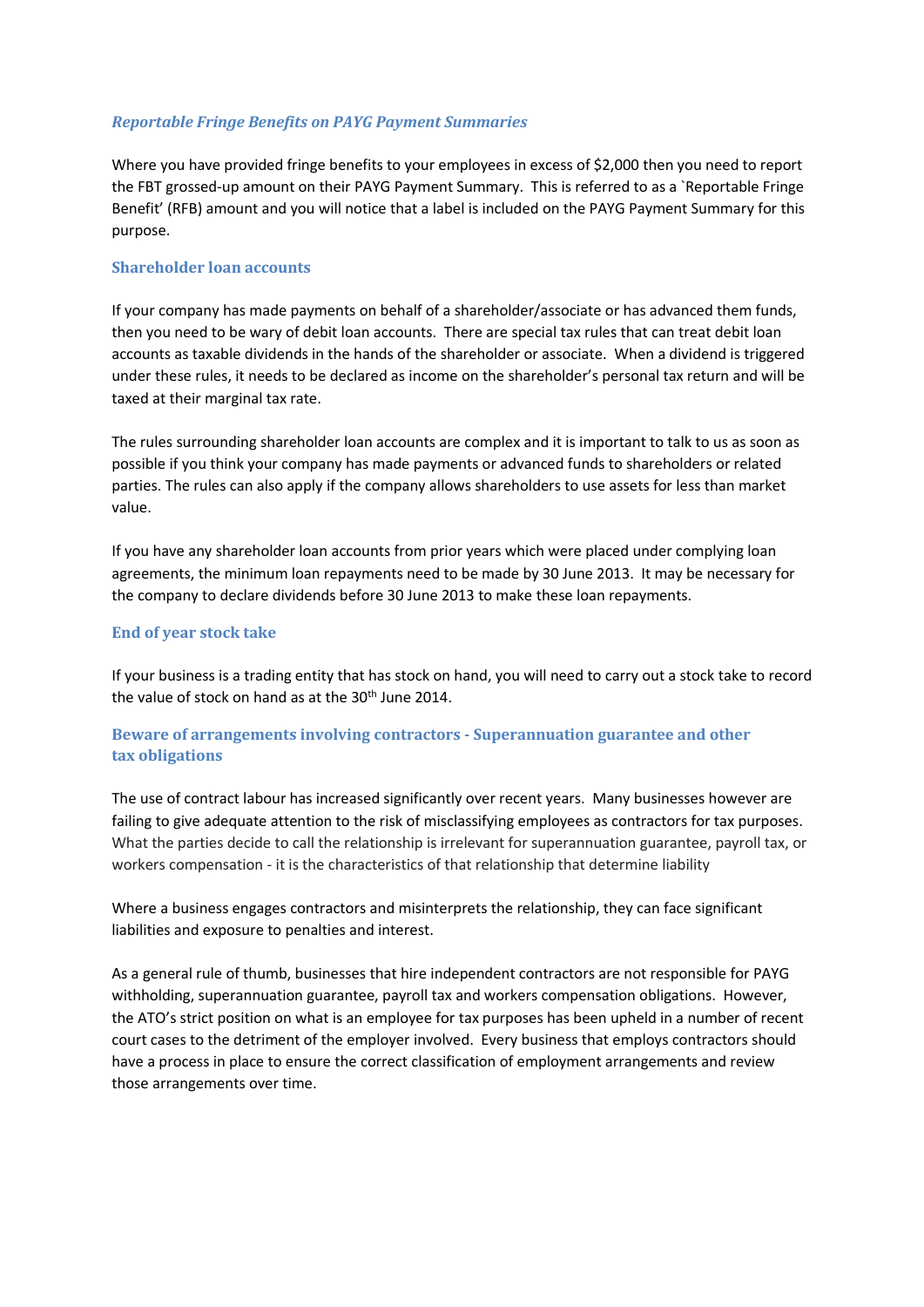### *Reportable Fringe Benefits on PAYG Payment Summaries*

Where you have provided fringe benefits to your employees in excess of $2,000 then you need to report the FBT grossed-up amount on their PAYG Payment Summary. This is referred to as a `Reportable Fringe Benefit' (RFB) amount and you will notice that a label is included on the PAYG Payment Summary for this purpose.

### Shareholder loan accounts

If your company has made payments on behalf of a shareholder/associate or has advanced them funds, then you need to be wary of debit loan accounts. There are special tax rules that can treat debit loan accounts as taxable dividends in the hands of the shareholder or associate. When a dividend is triggered under these rules, it needs to be declared as income on the shareholder's personal tax return and will be taxed at their marginal tax rate.

The rules surrounding shareholder loan accounts are complex and it is important to talk to us as soon as possible if you think your company has made payments or advanced funds to shareholders or related parties. The rules can also apply if the company allows shareholders to use assets for less than market value.

If you have any shareholder loan accounts from prior years which were placed under complying loan agreements, the minimum loan repayments need to be made by 30 June 2013. It may be necessary for the company to declare dividends before 30 June 2013 to make these loan repayments.

### End of year stock take

If your business is a trading entity that has stock on hand, you will need to carry out a stock take to record the value of stock on hand as at the 30th June 2014.

### Beware of arrangements involving contractors - Superannuation guarantee and other tax obligations

The use of contract labour has increased significantly over recent years. Many businesses however are failing to give adequate attention to the risk of misclassifying employees as contractors for tax purposes. What the parties decide to call the relationship is irrelevant for superannuation guarantee, payroll tax, or workers compensation - it is the characteristics of that relationship that determine liability

Where a business engages contractors and misinterprets the relationship, they can face significant liabilities and exposure to penalties and interest.

As a general rule of thumb, businesses that hire independent contractors are not responsible for PAYG withholding, superannuation guarantee, payroll tax and workers compensation obligations. However, the ATO's strict position on what is an employee for tax purposes has been upheld in a number of recent court cases to the detriment of the employer involved. Every business that employs contractors should have a process in place to ensure the correct classification of employment arrangements and review those arrangements over time.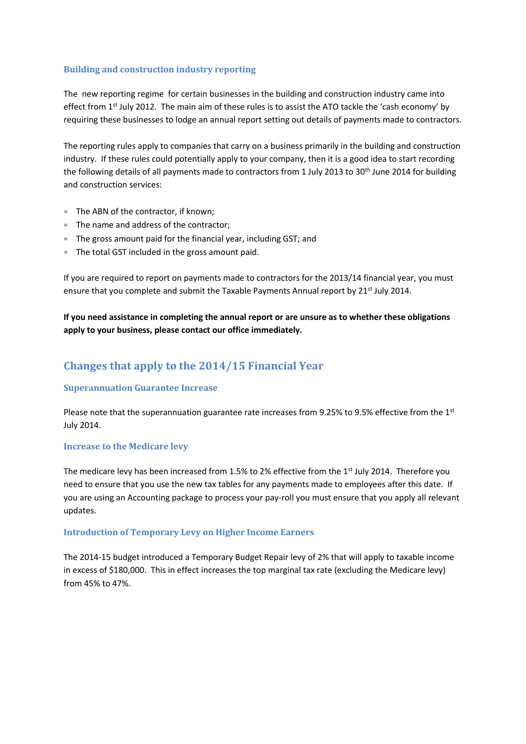### Building and construction industry reporting

The new reporting regime for certain businesses in the building and construction industry came into effect from 1st July 2012. The main aim of these rules is to assist the ATO tackle the 'cash economy' by requiring these businesses to lodge an annual report setting out details of payments made to contractors.

The reporting rules apply to companies that carry on a business primarily in the building and construction industry. If these rules could potentially apply to your company, then it is a good idea to start recording the following details of all payments made to contractors from 1 July 2013 to 30th June 2014 for building and construction services:

- The ABN of the contractor, if known;
- The name and address of the contractor;
- The gross amount paid for the financial year, including GST; and
- The total GST included in the gross amount paid.

If you are required to report on payments made to contractors for the 2013/14 financial year, you must ensure that you complete and submit the Taxable Payments Annual report by 21st July 2014.

**If you need assistance in completing the annual report or are unsure as to whether these obligations apply to your business, please contact our office immediately.**

## Changes that apply to the 2014/15 Financial Year

### Superannuation Guarantee Increase

Please note that the superannuation guarantee rate increases from 9.25% to 9.5% effective from the 1st July 2014.

### Increase to the Medicare levy

The medicare levy has been increased from 1.5% to 2% effective from the 1st July 2014. Therefore you need to ensure that you use the new tax tables for any payments made to employees after this date. If you are using an Accounting package to process your pay-roll you must ensure that you apply all relevant updates.

### Introduction of Temporary Levy on Higher Income Earners

The 2014-15 budget introduced a Temporary Budget Repair levy of 2% that will apply to taxable income in excess of $180,000. This in effect increases the top marginal tax rate (excluding the Medicare levy) from 45% to 47%.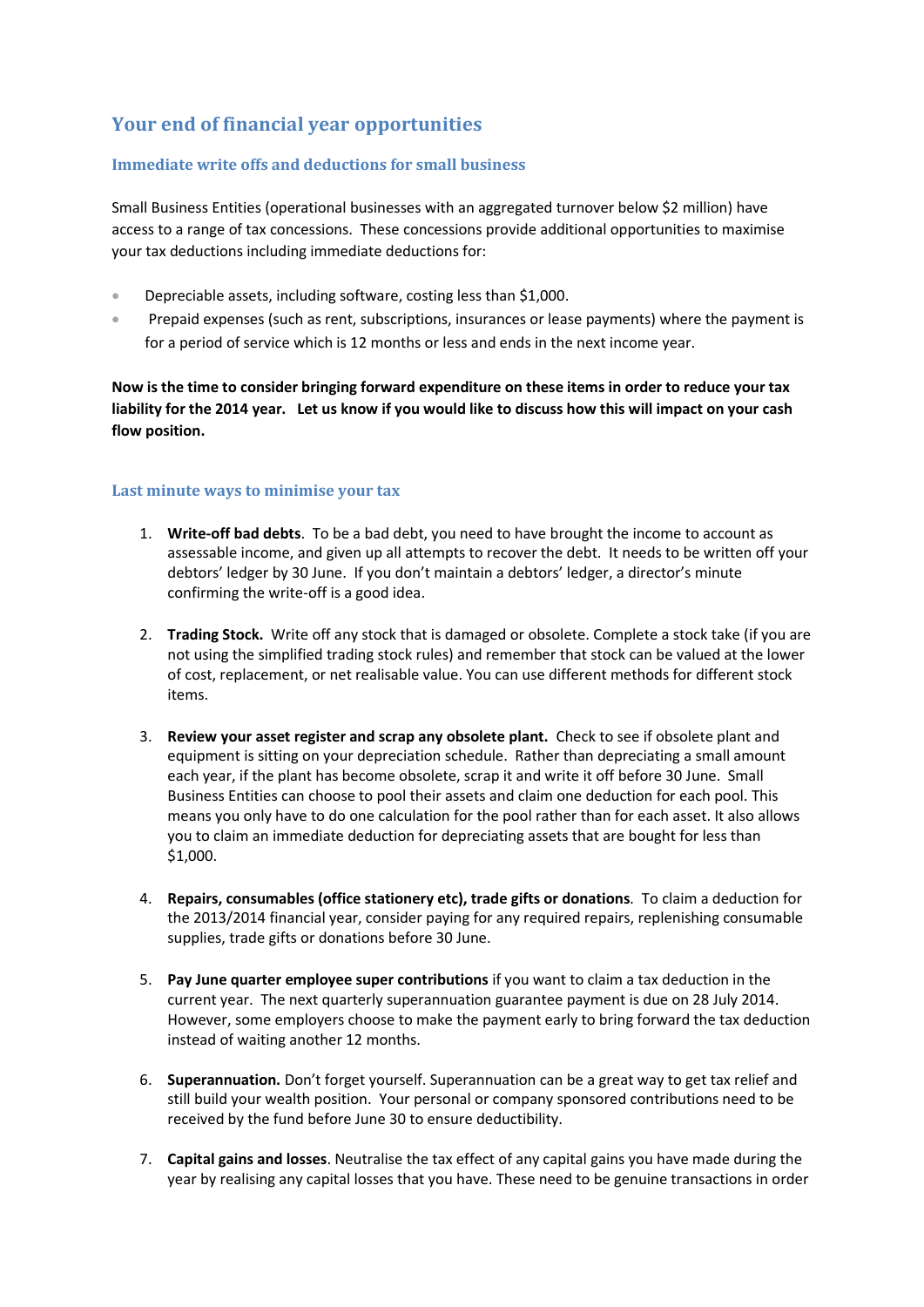## Your end of financial year opportunities

### Immediate write offs and deductions for small business

Small Business Entities (operational businesses with an aggregated turnover below $2 million) have access to a range of tax concessions. These concessions provide additional opportunities to maximise your tax deductions including immediate deductions for:

- Depreciable assets, including software, costing less than $1,000.
- Prepaid expenses (such as rent, subscriptions, insurances or lease payments) where the payment is for a period of service which is 12 months or less and ends in the next income year.

**Now is the time to consider bringing forward expenditure on these items in order to reduce your tax liability for the 2014 year. Let us know if you would like to discuss how this will impact on your cash flow position.**

### Last minute ways to minimise your tax

1. **Write-off bad debts**. To be a bad debt, you need to have brought the income to account as assessable income, and given up all attempts to recover the debt. It needs to be written off your debtors' ledger by 30 June. If you don't maintain a debtors' ledger, a director's minute confirming the write-off is a good idea.

2. **Trading Stock.** Write off any stock that is damaged or obsolete. Complete a stock take (if you are not using the simplified trading stock rules) and remember that stock can be valued at the lower of cost, replacement, or net realisable value. You can use different methods for different stock items.

3. **Review your asset register and scrap any obsolete plant.** Check to see if obsolete plant and equipment is sitting on your depreciation schedule. Rather than depreciating a small amount each year, if the plant has become obsolete, scrap it and write it off before 30 June. Small Business Entities can choose to pool their assets and claim one deduction for each pool. This means you only have to do one calculation for the pool rather than for each asset. It also allows you to claim an immediate deduction for depreciating assets that are bought for less than $1,000.

4. **Repairs, consumables (office stationery etc), trade gifts or donations**. To claim a deduction for the 2013/2014 financial year, consider paying for any required repairs, replenishing consumable supplies, trade gifts or donations before 30 June.

5. **Pay June quarter employee super contributions** if you want to claim a tax deduction in the current year. The next quarterly superannuation guarantee payment is due on 28 July 2014. However, some employers choose to make the payment early to bring forward the tax deduction instead of waiting another 12 months.

6. **Superannuation.** Don't forget yourself. Superannuation can be a great way to get tax relief and still build your wealth position. Your personal or company sponsored contributions need to be received by the fund before June 30 to ensure deductibility.

7. **Capital gains and losses**. Neutralise the tax effect of any capital gains you have made during the year by realising any capital losses that you have. These need to be genuine transactions in order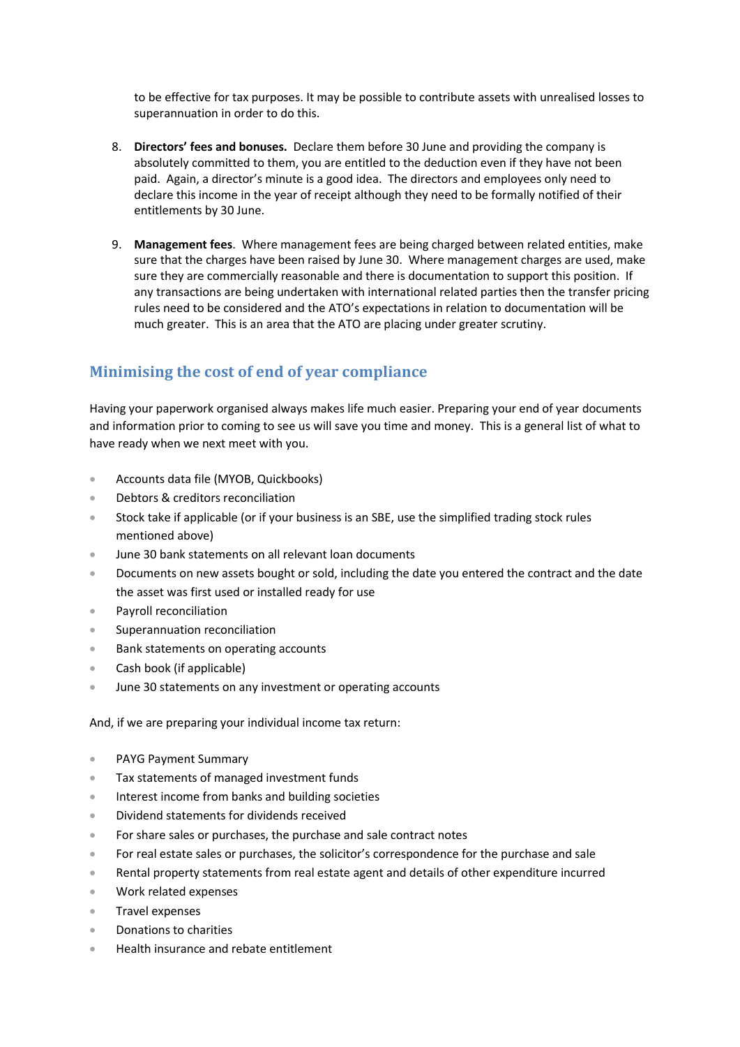to be effective for tax purposes. It may be possible to contribute assets with unrealised losses to superannuation in order to do this.

8. **Directors' fees and bonuses.** Declare them before 30 June and providing the company is absolutely committed to them, you are entitled to the deduction even if they have not been paid. Again, a director's minute is a good idea. The directors and employees only need to declare this income in the year of receipt although they need to be formally notified of their entitlements by 30 June.

9. **Management fees**. Where management fees are being charged between related entities, make sure that the charges have been raised by June 30. Where management charges are used, make sure they are commercially reasonable and there is documentation to support this position. If any transactions are being undertaken with international related parties then the transfer pricing rules need to be considered and the ATO's expectations in relation to documentation will be much greater. This is an area that the ATO are placing under greater scrutiny.

## Minimising the cost of end of year compliance

Having your paperwork organised always makes life much easier. Preparing your end of year documents and information prior to coming to see us will save you time and money. This is a general list of what to have ready when we next meet with you.

- Accounts data file (MYOB, Quickbooks)
- Debtors & creditors reconciliation
- Stock take if applicable (or if your business is an SBE, use the simplified trading stock rules mentioned above)
- June 30 bank statements on all relevant loan documents
- Documents on new assets bought or sold, including the date you entered the contract and the date the asset was first used or installed ready for use
- Payroll reconciliation
- Superannuation reconciliation
- Bank statements on operating accounts
- Cash book (if applicable)
- June 30 statements on any investment or operating accounts

And, if we are preparing your individual income tax return:

- PAYG Payment Summary
- Tax statements of managed investment funds
- Interest income from banks and building societies
- Dividend statements for dividends received
- For share sales or purchases, the purchase and sale contract notes
- For real estate sales or purchases, the solicitor's correspondence for the purchase and sale
- Rental property statements from real estate agent and details of other expenditure incurred
- Work related expenses
- Travel expenses
- Donations to charities
- Health insurance and rebate entitlement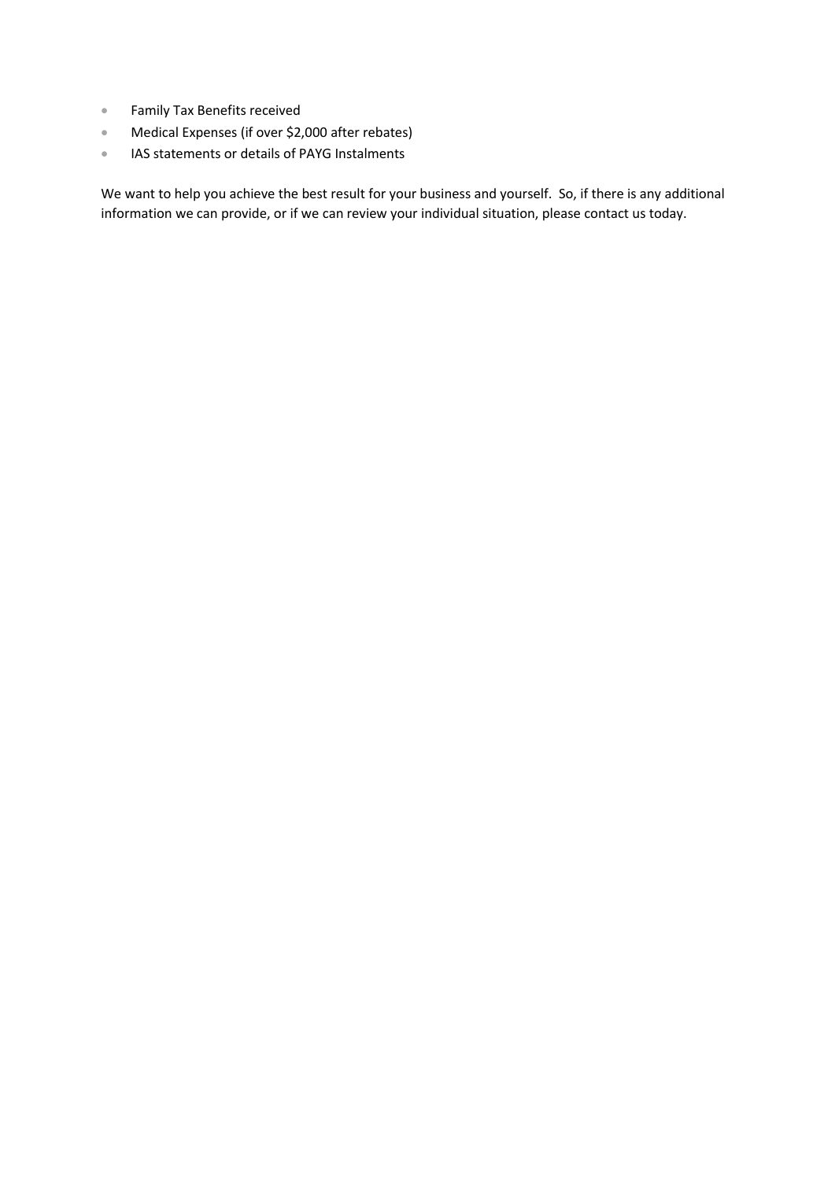- Family Tax Benefits received
- Medical Expenses (if over $2,000 after rebates)
- IAS statements or details of PAYG Instalments

We want to help you achieve the best result for your business and yourself. So, if there is any additional information we can provide, or if we can review your individual situation, please contact us today.